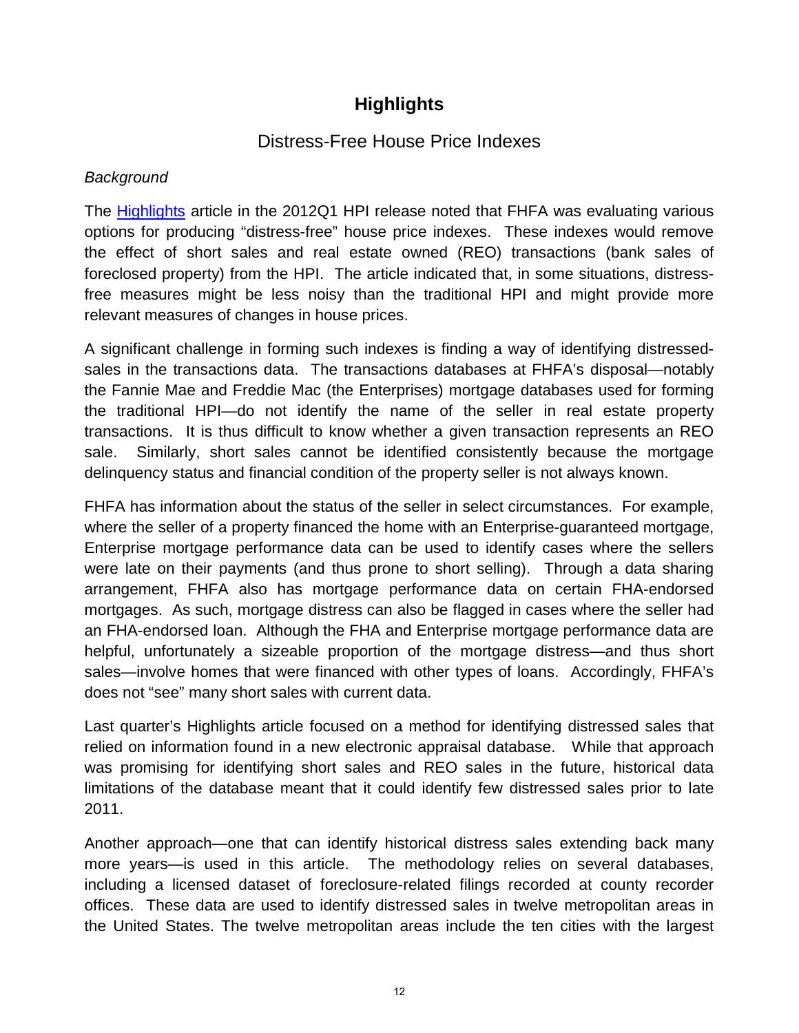# Highlights

## Distress-Free House Price Indexes

*Background*

The Highlights article in the 2012Q1 HPI release noted that FHFA was evaluating various options for producing "distress-free" house price indexes. These indexes would remove the effect of short sales and real estate owned (REO) transactions (bank sales of foreclosed property) from the HPI. The article indicated that, in some situations, distress-free measures might be less noisy than the traditional HPI and might provide more relevant measures of changes in house prices.

A significant challenge in forming such indexes is finding a way of identifying distressed-sales in the transactions data. The transactions databases at FHFA's disposal—notably the Fannie Mae and Freddie Mac (the Enterprises) mortgage databases used for forming the traditional HPI—do not identify the name of the seller in real estate property transactions. It is thus difficult to know whether a given transaction represents an REO sale. Similarly, short sales cannot be identified consistently because the mortgage delinquency status and financial condition of the property seller is not always known.

FHFA has information about the status of the seller in select circumstances. For example, where the seller of a property financed the home with an Enterprise-guaranteed mortgage, Enterprise mortgage performance data can be used to identify cases where the sellers were late on their payments (and thus prone to short selling). Through a data sharing arrangement, FHFA also has mortgage performance data on certain FHA-endorsed mortgages. As such, mortgage distress can also be flagged in cases where the seller had an FHA-endorsed loan. Although the FHA and Enterprise mortgage performance data are helpful, unfortunately a sizeable proportion of the mortgage distress—and thus short sales—involve homes that were financed with other types of loans. Accordingly, FHFA's does not "see" many short sales with current data.

Last quarter's Highlights article focused on a method for identifying distressed sales that relied on information found in a new electronic appraisal database. While that approach was promising for identifying short sales and REO sales in the future, historical data limitations of the database meant that it could identify few distressed sales prior to late 2011.

Another approach—one that can identify historical distress sales extending back many more years—is used in this article. The methodology relies on several databases, including a licensed dataset of foreclosure-related filings recorded at county recorder offices. These data are used to identify distressed sales in twelve metropolitan areas in the United States. The twelve metropolitan areas include the ten cities with the largest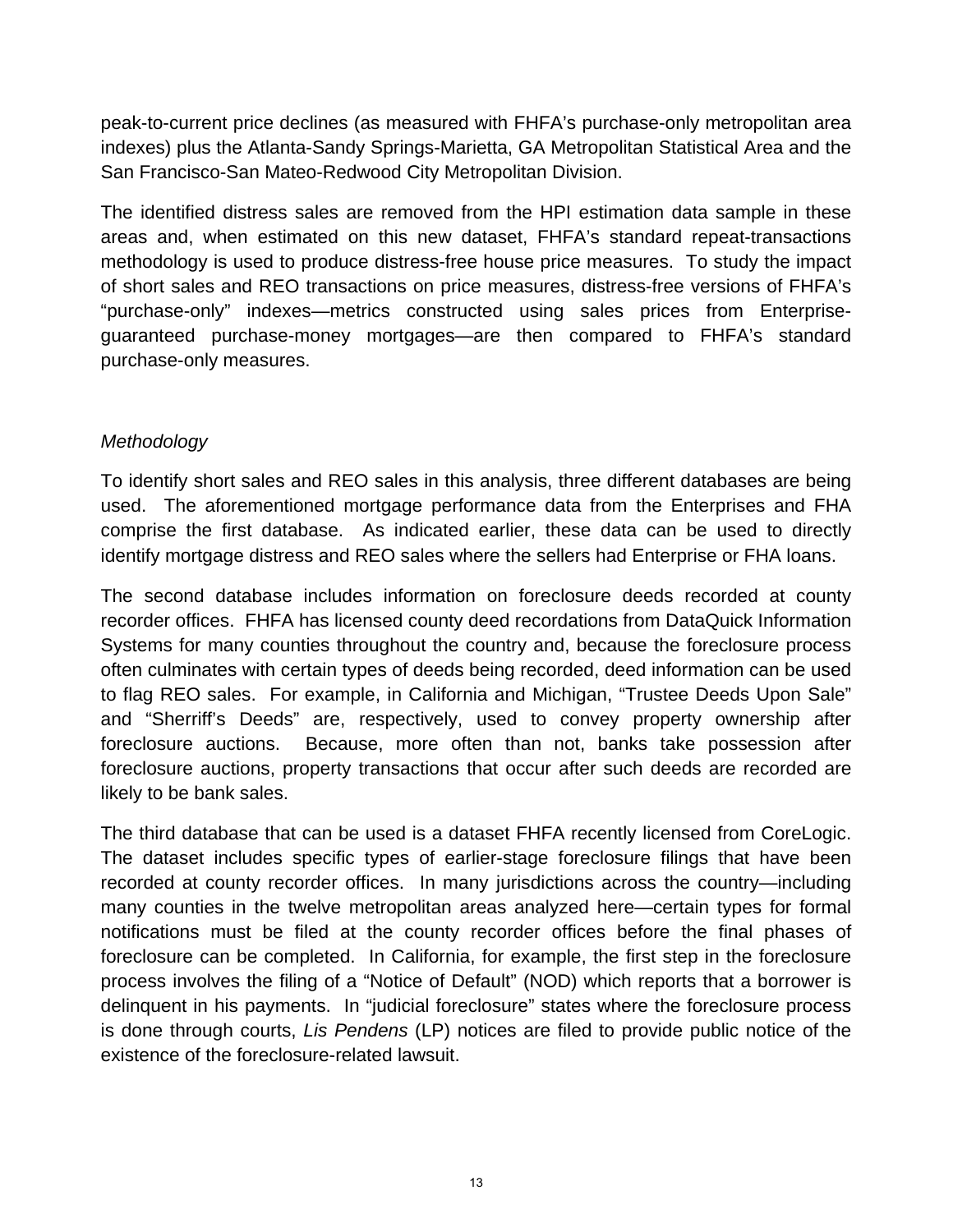peak-to-current price declines (as measured with FHFA's purchase-only metropolitan area indexes) plus the Atlanta-Sandy Springs-Marietta, GA Metropolitan Statistical Area and the San Francisco-San Mateo-Redwood City Metropolitan Division.

The identified distress sales are removed from the HPI estimation data sample in these areas and, when estimated on this new dataset, FHFA's standard repeat-transactions methodology is used to produce distress-free house price measures. To study the impact of short sales and REO transactions on price measures, distress-free versions of FHFA's "purchase-only" indexes—metrics constructed using sales prices from Enterprise-guaranteed purchase-money mortgages—are then compared to FHFA's standard purchase-only measures.

*Methodology*

To identify short sales and REO sales in this analysis, three different databases are being used. The aforementioned mortgage performance data from the Enterprises and FHA comprise the first database. As indicated earlier, these data can be used to directly identify mortgage distress and REO sales where the sellers had Enterprise or FHA loans.

The second database includes information on foreclosure deeds recorded at county recorder offices. FHFA has licensed county deed recordations from DataQuick Information Systems for many counties throughout the country and, because the foreclosure process often culminates with certain types of deeds being recorded, deed information can be used to flag REO sales. For example, in California and Michigan, "Trustee Deeds Upon Sale" and "Sherriff's Deeds" are, respectively, used to convey property ownership after foreclosure auctions. Because, more often than not, banks take possession after foreclosure auctions, property transactions that occur after such deeds are recorded are likely to be bank sales.

The third database that can be used is a dataset FHFA recently licensed from CoreLogic. The dataset includes specific types of earlier-stage foreclosure filings that have been recorded at county recorder offices. In many jurisdictions across the country—including many counties in the twelve metropolitan areas analyzed here—certain types for formal notifications must be filed at the county recorder offices before the final phases of foreclosure can be completed. In California, for example, the first step in the foreclosure process involves the filing of a "Notice of Default" (NOD) which reports that a borrower is delinquent in his payments. In "judicial foreclosure" states where the foreclosure process is done through courts, *Lis Pendens* (LP) notices are filed to provide public notice of the existence of the foreclosure-related lawsuit.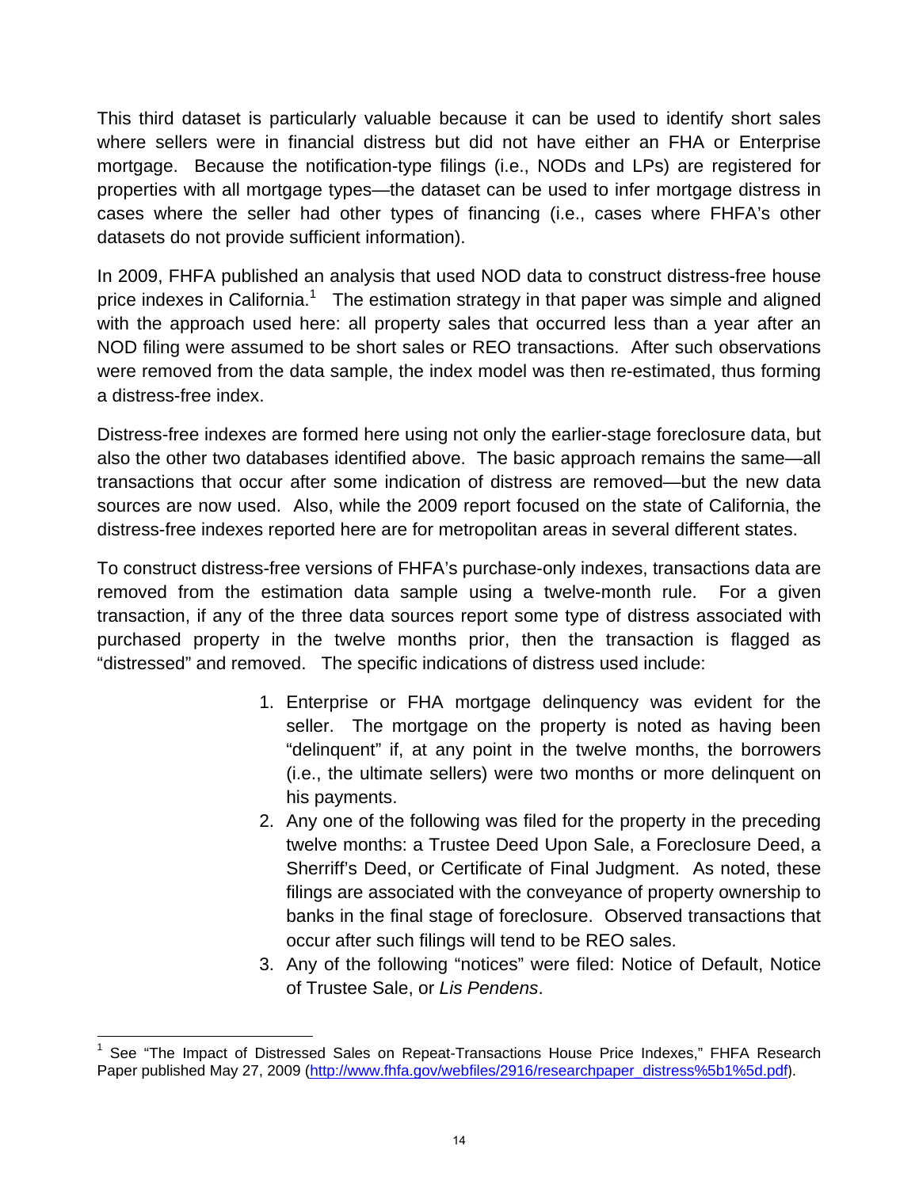This third dataset is particularly valuable because it can be used to identify short sales where sellers were in financial distress but did not have either an FHA or Enterprise mortgage. Because the notification-type filings (i.e., NODs and LPs) are registered for properties with all mortgage types—the dataset can be used to infer mortgage distress in cases where the seller had other types of financing (i.e., cases where FHFA's other datasets do not provide sufficient information).

In 2009, FHFA published an analysis that used NOD data to construct distress-free house price indexes in California.[1] The estimation strategy in that paper was simple and aligned with the approach used here: all property sales that occurred less than a year after an NOD filing were assumed to be short sales or REO transactions. After such observations were removed from the data sample, the index model was then re-estimated, thus forming a distress-free index.

Distress-free indexes are formed here using not only the earlier-stage foreclosure data, but also the other two databases identified above. The basic approach remains the same—all transactions that occur after some indication of distress are removed—but the new data sources are now used. Also, while the 2009 report focused on the state of California, the distress-free indexes reported here are for metropolitan areas in several different states.

To construct distress-free versions of FHFA's purchase-only indexes, transactions data are removed from the estimation data sample using a twelve-month rule. For a given transaction, if any of the three data sources report some type of distress associated with purchased property in the twelve months prior, then the transaction is flagged as "distressed" and removed. The specific indications of distress used include:

1. Enterprise or FHA mortgage delinquency was evident for the seller. The mortgage on the property is noted as having been "delinquent" if, at any point in the twelve months, the borrowers (i.e., the ultimate sellers) were two months or more delinquent on his payments.
2. Any one of the following was filed for the property in the preceding twelve months: a Trustee Deed Upon Sale, a Foreclosure Deed, a Sherriff's Deed, or Certificate of Final Judgment. As noted, these filings are associated with the conveyance of property ownership to banks in the final stage of foreclosure. Observed transactions that occur after such filings will tend to be REO sales.
3. Any of the following "notices" were filed: Notice of Default, Notice of Trustee Sale, or *Lis Pendens*.

---

[1] See "The Impact of Distressed Sales on Repeat-Transactions House Price Indexes," FHFA Research Paper published May 27, 2009 (http://www.fhfa.gov/webfiles/2916/researchpaper_distress%5b1%5d.pdf).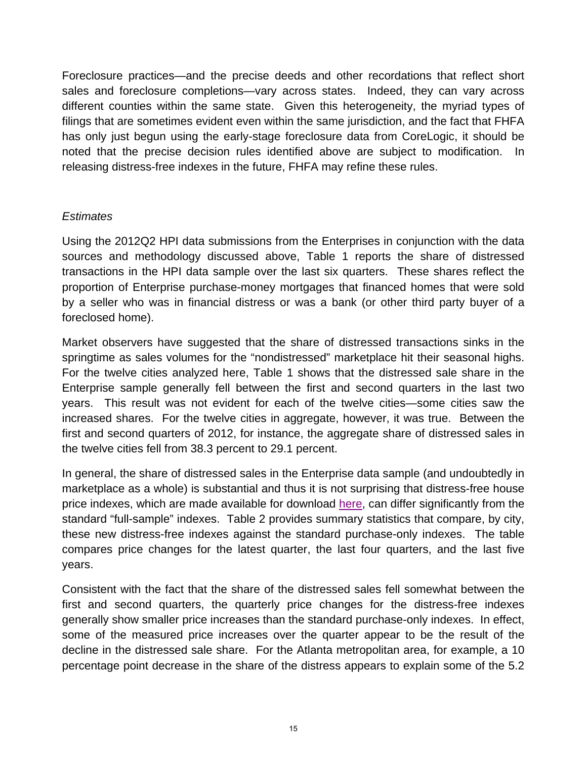Foreclosure practices—and the precise deeds and other recordations that reflect short sales and foreclosure completions—vary across states. Indeed, they can vary across different counties within the same state. Given this heterogeneity, the myriad types of filings that are sometimes evident even within the same jurisdiction, and the fact that FHFA has only just begun using the early-stage foreclosure data from CoreLogic, it should be noted that the precise decision rules identified above are subject to modification. In releasing distress-free indexes in the future, FHFA may refine these rules.

*Estimates*

Using the 2012Q2 HPI data submissions from the Enterprises in conjunction with the data sources and methodology discussed above, Table 1 reports the share of distressed transactions in the HPI data sample over the last six quarters. These shares reflect the proportion of Enterprise purchase-money mortgages that financed homes that were sold by a seller who was in financial distress or was a bank (or other third party buyer of a foreclosed home).

Market observers have suggested that the share of distressed transactions sinks in the springtime as sales volumes for the "nondistressed" marketplace hit their seasonal highs. For the twelve cities analyzed here, Table 1 shows that the distressed sale share in the Enterprise sample generally fell between the first and second quarters in the last two years. This result was not evident for each of the twelve cities—some cities saw the increased shares. For the twelve cities in aggregate, however, it was true. Between the first and second quarters of 2012, for instance, the aggregate share of distressed sales in the twelve cities fell from 38.3 percent to 29.1 percent.

In general, the share of distressed sales in the Enterprise data sample (and undoubtedly in marketplace as a whole) is substantial and thus it is not surprising that distress-free house price indexes, which are made available for download here, can differ significantly from the standard "full-sample" indexes. Table 2 provides summary statistics that compare, by city, these new distress-free indexes against the standard purchase-only indexes. The table compares price changes for the latest quarter, the last four quarters, and the last five years.

Consistent with the fact that the share of the distressed sales fell somewhat between the first and second quarters, the quarterly price changes for the distress-free indexes generally show smaller price increases than the standard purchase-only indexes. In effect, some of the measured price increases over the quarter appear to be the result of the decline in the distressed sale share. For the Atlanta metropolitan area, for example, a 10 percentage point decrease in the share of the distress appears to explain some of the 5.2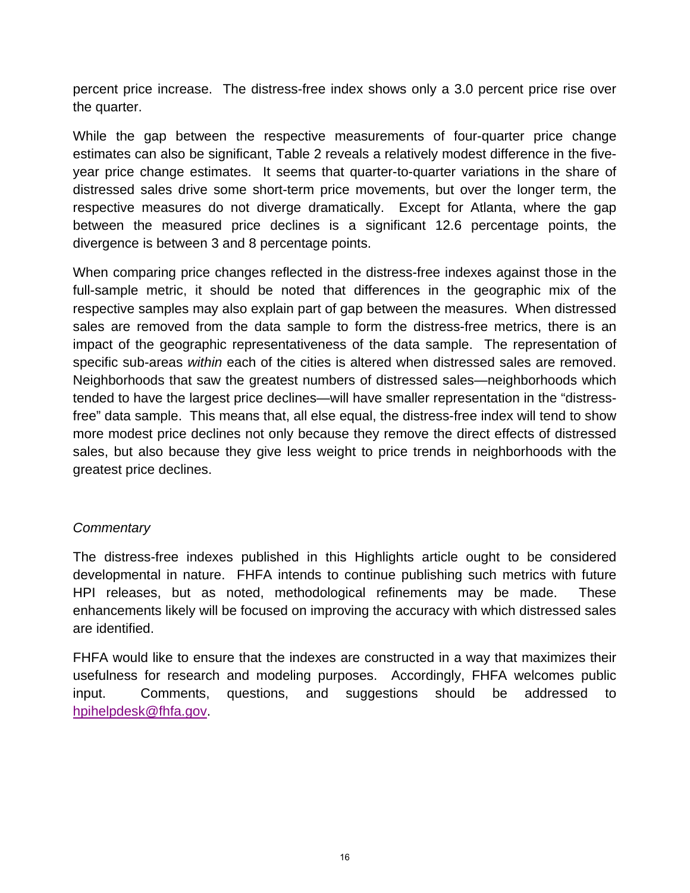percent price increase. The distress-free index shows only a 3.0 percent price rise over the quarter.

While the gap between the respective measurements of four-quarter price change estimates can also be significant, Table 2 reveals a relatively modest difference in the five-year price change estimates. It seems that quarter-to-quarter variations in the share of distressed sales drive some short-term price movements, but over the longer term, the respective measures do not diverge dramatically. Except for Atlanta, where the gap between the measured price declines is a significant 12.6 percentage points, the divergence is between 3 and 8 percentage points.

When comparing price changes reflected in the distress-free indexes against those in the full-sample metric, it should be noted that differences in the geographic mix of the respective samples may also explain part of gap between the measures. When distressed sales are removed from the data sample to form the distress-free metrics, there is an impact of the geographic representativeness of the data sample. The representation of specific sub-areas *within* each of the cities is altered when distressed sales are removed. Neighborhoods that saw the greatest numbers of distressed sales—neighborhoods which tended to have the largest price declines—will have smaller representation in the "distress-free" data sample. This means that, all else equal, the distress-free index will tend to show more modest price declines not only because they remove the direct effects of distressed sales, but also because they give less weight to price trends in neighborhoods with the greatest price declines.

*Commentary*

The distress-free indexes published in this Highlights article ought to be considered developmental in nature. FHFA intends to continue publishing such metrics with future HPI releases, but as noted, methodological refinements may be made. These enhancements likely will be focused on improving the accuracy with which distressed sales are identified.

FHFA would like to ensure that the indexes are constructed in a way that maximizes their usefulness for research and modeling purposes. Accordingly, FHFA welcomes public input. Comments, questions, and suggestions should be addressed to hpihelpdesk@fhfa.gov.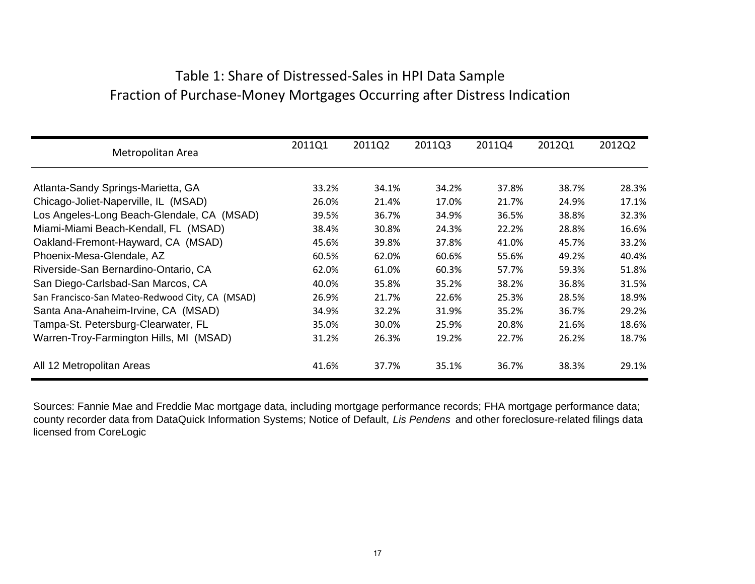# Table 1: Share of Distressed-Sales in HPI Data Sample
## Fraction of Purchase-Money Mortgages Occurring after Distress Indication

| Metropolitan Area | 2011Q1 | 2011Q2 | 2011Q3 | 2011Q4 | 2012Q1 | 2012Q2 |
|---|---|---|---|---|---|---|
| Atlanta-Sandy Springs-Marietta, GA | 33.2% | 34.1% | 34.2% | 37.8% | 38.7% | 28.3% |
| Chicago-Joliet-Naperville, IL (MSAD) | 26.0% | 21.4% | 17.0% | 21.7% | 24.9% | 17.1% |
| Los Angeles-Long Beach-Glendale, CA (MSAD) | 39.5% | 36.7% | 34.9% | 36.5% | 38.8% | 32.3% |
| Miami-Miami Beach-Kendall, FL (MSAD) | 38.4% | 30.8% | 24.3% | 22.2% | 28.8% | 16.6% |
| Oakland-Fremont-Hayward, CA (MSAD) | 45.6% | 39.8% | 37.8% | 41.0% | 45.7% | 33.2% |
| Phoenix-Mesa-Glendale, AZ | 60.5% | 62.0% | 60.6% | 55.6% | 49.2% | 40.4% |
| Riverside-San Bernardino-Ontario, CA | 62.0% | 61.0% | 60.3% | 57.7% | 59.3% | 51.8% |
| San Diego-Carlsbad-San Marcos, CA | 40.0% | 35.8% | 35.2% | 38.2% | 36.8% | 31.5% |
| San Francisco-San Mateo-Redwood City, CA (MSAD) | 26.9% | 21.7% | 22.6% | 25.3% | 28.5% | 18.9% |
| Santa Ana-Anaheim-Irvine, CA (MSAD) | 34.9% | 32.2% | 31.9% | 35.2% | 36.7% | 29.2% |
| Tampa-St. Petersburg-Clearwater, FL | 35.0% | 30.0% | 25.9% | 20.8% | 21.6% | 18.6% |
| Warren-Troy-Farmington Hills, MI (MSAD) | 31.2% | 26.3% | 19.2% | 22.7% | 26.2% | 18.7% |
| All 12 Metropolitan Areas | 41.6% | 37.7% | 35.1% | 36.7% | 38.3% | 29.1% |

Sources: Fannie Mae and Freddie Mac mortgage data, including mortgage performance records; FHA mortgage performance data; county recorder data from DataQuick Information Systems; Notice of Default, *Lis Pendens* and other foreclosure-related filings data licensed from CoreLogic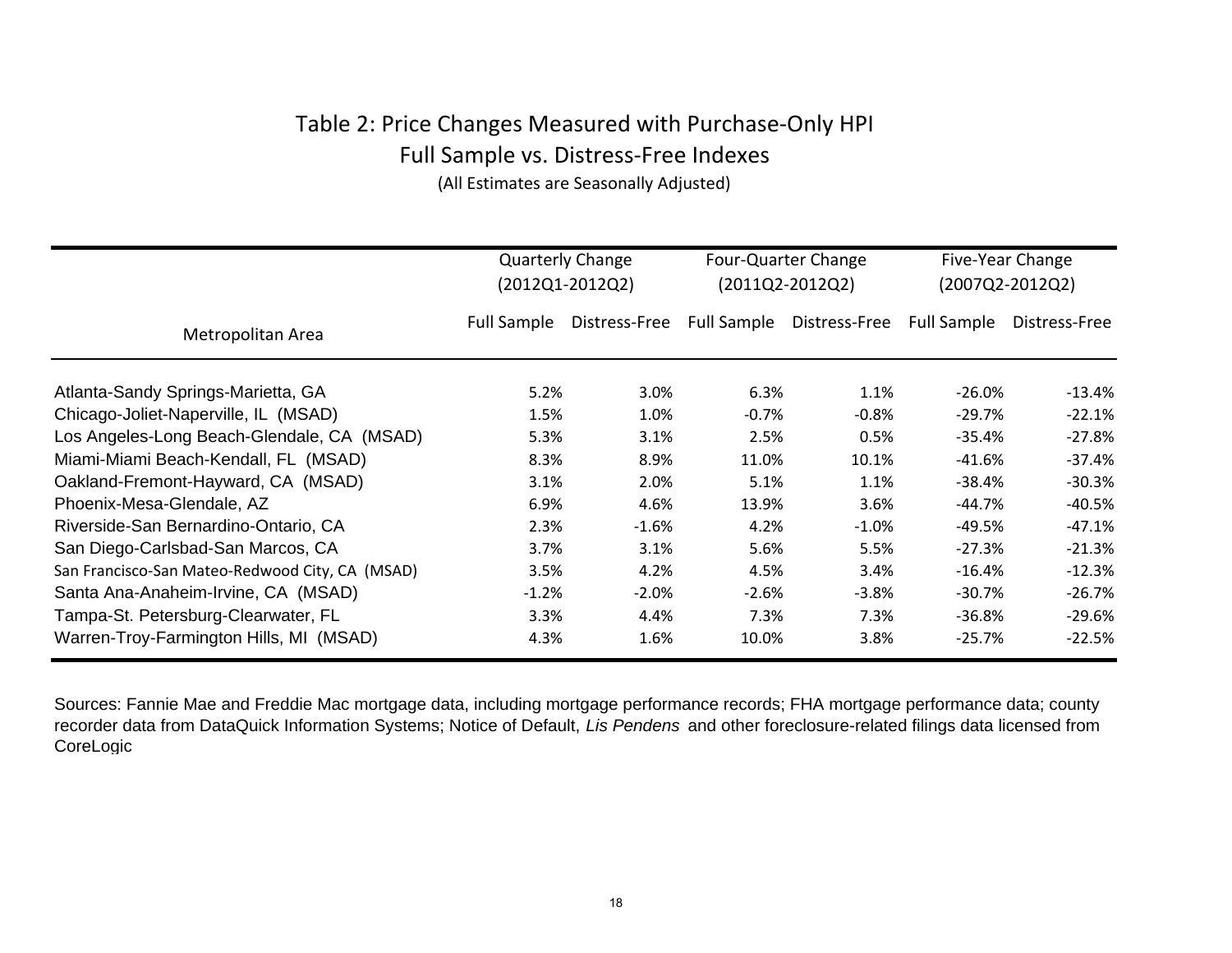# Table 2: Price Changes Measured with Purchase-Only HPI

## Full Sample vs. Distress-Free Indexes

(All Estimates are Seasonally Adjusted)

| Metropolitan Area | Quarterly Change (2012Q1-2012Q2) | | Four-Quarter Change (2011Q2-2012Q2) | | Five-Year Change (2007Q2-2012Q2) | |
|---|---|---|---|---|---|---|
| | Full Sample | Distress-Free | Full Sample | Distress-Free | Full Sample | Distress-Free |
| Atlanta-Sandy Springs-Marietta, GA | 5.2% | 3.0% | 6.3% | 1.1% | -26.0% | -13.4% |
| Chicago-Joliet-Naperville, IL (MSAD) | 1.5% | 1.0% | -0.7% | -0.8% | -29.7% | -22.1% |
| Los Angeles-Long Beach-Glendale, CA (MSAD) | 5.3% | 3.1% | 2.5% | 0.5% | -35.4% | -27.8% |
| Miami-Miami Beach-Kendall, FL (MSAD) | 8.3% | 8.9% | 11.0% | 10.1% | -41.6% | -37.4% |
| Oakland-Fremont-Hayward, CA (MSAD) | 3.1% | 2.0% | 5.1% | 1.1% | -38.4% | -30.3% |
| Phoenix-Mesa-Glendale, AZ | 6.9% | 4.6% | 13.9% | 3.6% | -44.7% | -40.5% |
| Riverside-San Bernardino-Ontario, CA | 2.3% | -1.6% | 4.2% | -1.0% | -49.5% | -47.1% |
| San Diego-Carlsbad-San Marcos, CA | 3.7% | 3.1% | 5.6% | 5.5% | -27.3% | -21.3% |
| San Francisco-San Mateo-Redwood City, CA (MSAD) | 3.5% | 4.2% | 4.5% | 3.4% | -16.4% | -12.3% |
| Santa Ana-Anaheim-Irvine, CA (MSAD) | -1.2% | -2.0% | -2.6% | -3.8% | -30.7% | -26.7% |
| Tampa-St. Petersburg-Clearwater, FL | 3.3% | 4.4% | 7.3% | 7.3% | -36.8% | -29.6% |
| Warren-Troy-Farmington Hills, MI (MSAD) | 4.3% | 1.6% | 10.0% | 3.8% | -25.7% | -22.5% |

Sources: Fannie Mae and Freddie Mac mortgage data, including mortgage performance records; FHA mortgage performance data; county recorder data from DataQuick Information Systems; Notice of Default, *Lis Pendens* and other foreclosure-related filings data licensed from CoreLogic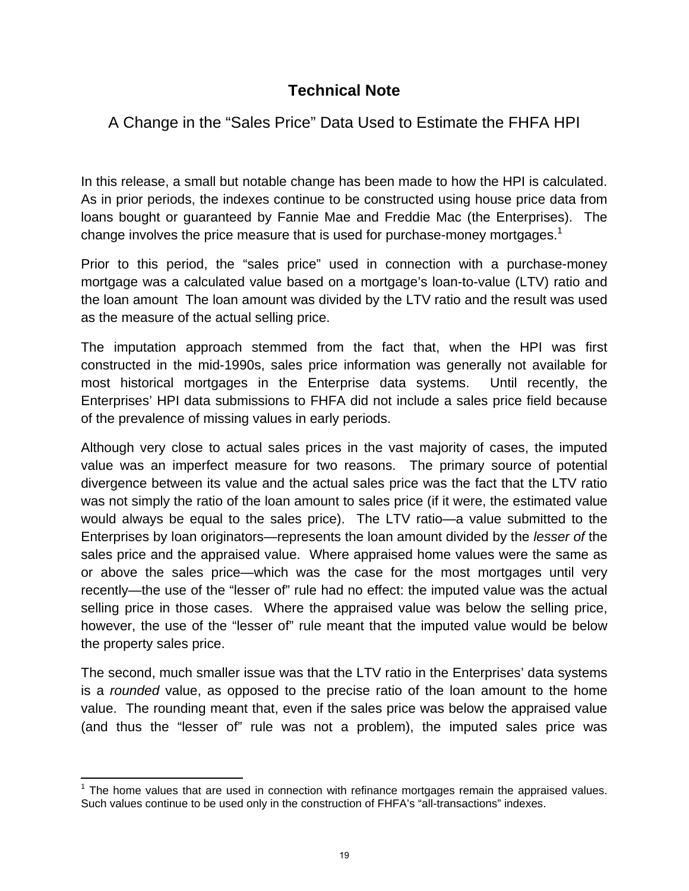# Technical Note

## A Change in the "Sales Price" Data Used to Estimate the FHFA HPI

In this release, a small but notable change has been made to how the HPI is calculated. As in prior periods, the indexes continue to be constructed using house price data from loans bought or guaranteed by Fannie Mae and Freddie Mac (the Enterprises). The change involves the price measure that is used for purchase-money mortgages.[1]

Prior to this period, the "sales price" used in connection with a purchase-money mortgage was a calculated value based on a mortgage's loan-to-value (LTV) ratio and the loan amount The loan amount was divided by the LTV ratio and the result was used as the measure of the actual selling price.

The imputation approach stemmed from the fact that, when the HPI was first constructed in the mid-1990s, sales price information was generally not available for most historical mortgages in the Enterprise data systems. Until recently, the Enterprises' HPI data submissions to FHFA did not include a sales price field because of the prevalence of missing values in early periods.

Although very close to actual sales prices in the vast majority of cases, the imputed value was an imperfect measure for two reasons. The primary source of potential divergence between its value and the actual sales price was the fact that the LTV ratio was not simply the ratio of the loan amount to sales price (if it were, the estimated value would always be equal to the sales price). The LTV ratio—a value submitted to the Enterprises by loan originators—represents the loan amount divided by the *lesser of* the sales price and the appraised value. Where appraised home values were the same as or above the sales price—which was the case for the most mortgages until very recently—the use of the "lesser of" rule had no effect: the imputed value was the actual selling price in those cases. Where the appraised value was below the selling price, however, the use of the "lesser of" rule meant that the imputed value would be below the property sales price.

The second, much smaller issue was that the LTV ratio in the Enterprises' data systems is a *rounded* value, as opposed to the precise ratio of the loan amount to the home value. The rounding meant that, even if the sales price was below the appraised value (and thus the "lesser of" rule was not a problem), the imputed sales price was

---

[1] The home values that are used in connection with refinance mortgages remain the appraised values. Such values continue to be used only in the construction of FHFA's "all-transactions" indexes.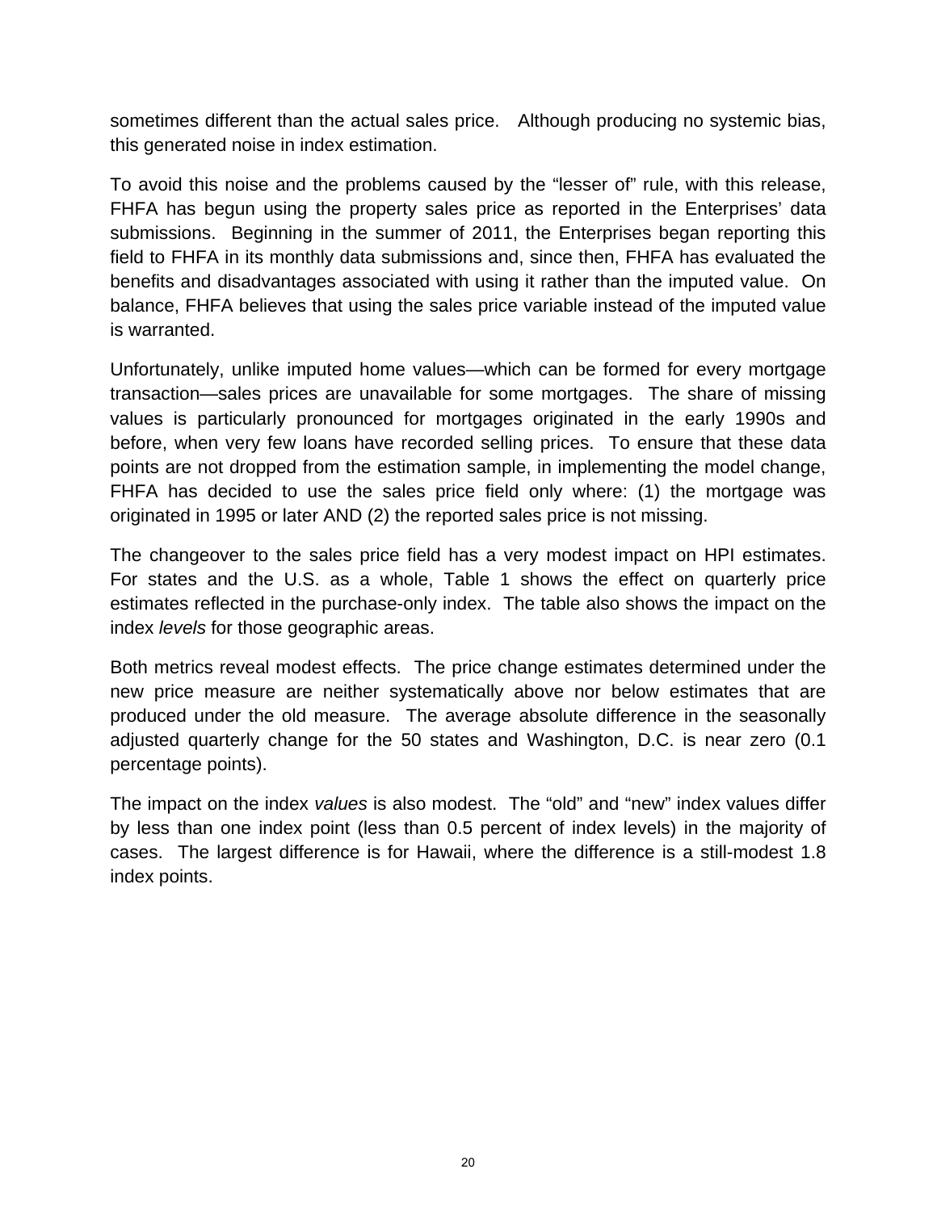sometimes different than the actual sales price. Although producing no systemic bias, this generated noise in index estimation.

To avoid this noise and the problems caused by the "lesser of" rule, with this release, FHFA has begun using the property sales price as reported in the Enterprises' data submissions. Beginning in the summer of 2011, the Enterprises began reporting this field to FHFA in its monthly data submissions and, since then, FHFA has evaluated the benefits and disadvantages associated with using it rather than the imputed value. On balance, FHFA believes that using the sales price variable instead of the imputed value is warranted.

Unfortunately, unlike imputed home values—which can be formed for every mortgage transaction—sales prices are unavailable for some mortgages. The share of missing values is particularly pronounced for mortgages originated in the early 1990s and before, when very few loans have recorded selling prices. To ensure that these data points are not dropped from the estimation sample, in implementing the model change, FHFA has decided to use the sales price field only where: (1) the mortgage was originated in 1995 or later AND (2) the reported sales price is not missing.

The changeover to the sales price field has a very modest impact on HPI estimates. For states and the U.S. as a whole, Table 1 shows the effect on quarterly price estimates reflected in the purchase-only index. The table also shows the impact on the index *levels* for those geographic areas.

Both metrics reveal modest effects. The price change estimates determined under the new price measure are neither systematically above nor below estimates that are produced under the old measure. The average absolute difference in the seasonally adjusted quarterly change for the 50 states and Washington, D.C. is near zero (0.1 percentage points).

The impact on the index *values* is also modest. The "old" and "new" index values differ by less than one index point (less than 0.5 percent of index levels) in the majority of cases. The largest difference is for Hawaii, where the difference is a still-modest 1.8 index points.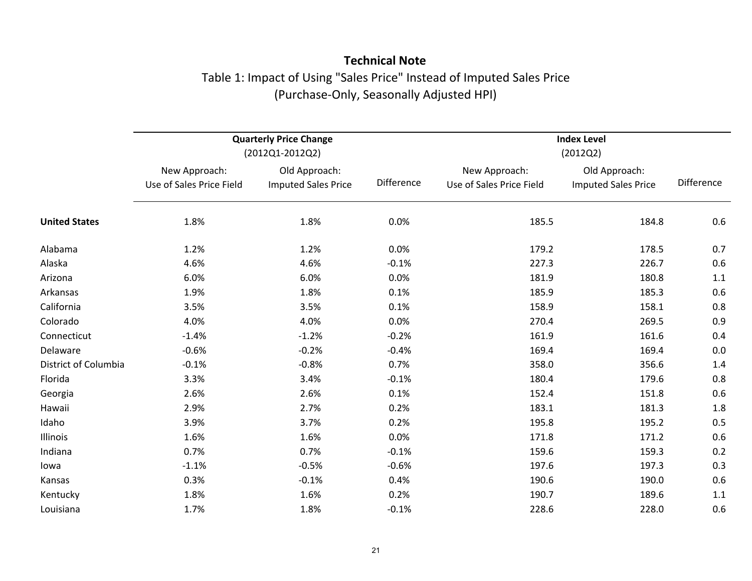**Technical Note**

Table 1: Impact of Using "Sales Price" Instead of Imputed Sales Price
(Purchase-Only, Seasonally Adjusted HPI)

| | Quarterly Price Change (2012Q1-2012Q2) | | | Index Level (2012Q2) | | |
|---|---|---|---|---|---|---|
| | New Approach: Use of Sales Price Field | Old Approach: Imputed Sales Price | Difference | New Approach: Use of Sales Price Field | Old Approach: Imputed Sales Price | Difference |
| **United States** | 1.8% | 1.8% | 0.0% | 185.5 | 184.8 | 0.6 |
| Alabama | 1.2% | 1.2% | 0.0% | 179.2 | 178.5 | 0.7 |
| Alaska | 4.6% | 4.6% | -0.1% | 227.3 | 226.7 | 0.6 |
| Arizona | 6.0% | 6.0% | 0.0% | 181.9 | 180.8 | 1.1 |
| Arkansas | 1.9% | 1.8% | 0.1% | 185.9 | 185.3 | 0.6 |
| California | 3.5% | 3.5% | 0.1% | 158.9 | 158.1 | 0.8 |
| Colorado | 4.0% | 4.0% | 0.0% | 270.4 | 269.5 | 0.9 |
| Connecticut | -1.4% | -1.2% | -0.2% | 161.9 | 161.6 | 0.4 |
| Delaware | -0.6% | -0.2% | -0.4% | 169.4 | 169.4 | 0.0 |
| District of Columbia | -0.1% | -0.8% | 0.7% | 358.0 | 356.6 | 1.4 |
| Florida | 3.3% | 3.4% | -0.1% | 180.4 | 179.6 | 0.8 |
| Georgia | 2.6% | 2.6% | 0.1% | 152.4 | 151.8 | 0.6 |
| Hawaii | 2.9% | 2.7% | 0.2% | 183.1 | 181.3 | 1.8 |
| Idaho | 3.9% | 3.7% | 0.2% | 195.8 | 195.2 | 0.5 |
| Illinois | 1.6% | 1.6% | 0.0% | 171.8 | 171.2 | 0.6 |
| Indiana | 0.7% | 0.7% | -0.1% | 159.6 | 159.3 | 0.2 |
| Iowa | -1.1% | -0.5% | -0.6% | 197.6 | 197.3 | 0.3 |
| Kansas | 0.3% | -0.1% | 0.4% | 190.6 | 190.0 | 0.6 |
| Kentucky | 1.8% | 1.6% | 0.2% | 190.7 | 189.6 | 1.1 |
| Louisiana | 1.7% | 1.8% | -0.1% | 228.6 | 228.0 | 0.6 |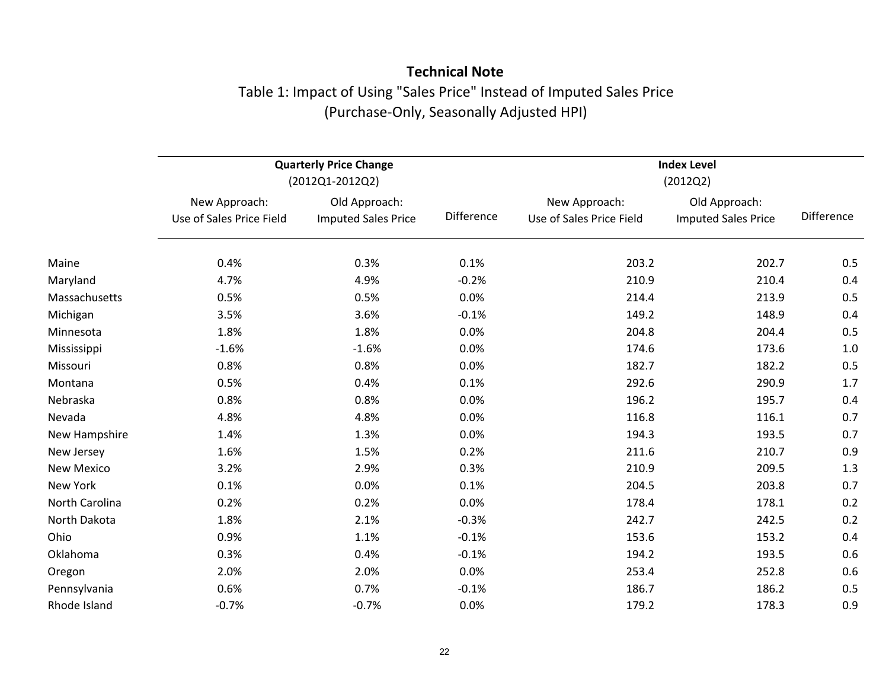**Technical Note**

Table 1: Impact of Using "Sales Price" Instead of Imputed Sales Price
(Purchase-Only, Seasonally Adjusted HPI)

| | **Quarterly Price Change** (2012Q1-2012Q2) | | | **Index Level** (2012Q2) | | |
|---|---|---|---|---|---|---|
| | New Approach: Use of Sales Price Field | Old Approach: Imputed Sales Price | Difference | New Approach: Use of Sales Price Field | Old Approach: Imputed Sales Price | Difference |
| Maine | 0.4% | 0.3% | 0.1% | 203.2 | 202.7 | 0.5 |
| Maryland | 4.7% | 4.9% | -0.2% | 210.9 | 210.4 | 0.4 |
| Massachusetts | 0.5% | 0.5% | 0.0% | 214.4 | 213.9 | 0.5 |
| Michigan | 3.5% | 3.6% | -0.1% | 149.2 | 148.9 | 0.4 |
| Minnesota | 1.8% | 1.8% | 0.0% | 204.8 | 204.4 | 0.5 |
| Mississippi | -1.6% | -1.6% | 0.0% | 174.6 | 173.6 | 1.0 |
| Missouri | 0.8% | 0.8% | 0.0% | 182.7 | 182.2 | 0.5 |
| Montana | 0.5% | 0.4% | 0.1% | 292.6 | 290.9 | 1.7 |
| Nebraska | 0.8% | 0.8% | 0.0% | 196.2 | 195.7 | 0.4 |
| Nevada | 4.8% | 4.8% | 0.0% | 116.8 | 116.1 | 0.7 |
| New Hampshire | 1.4% | 1.3% | 0.0% | 194.3 | 193.5 | 0.7 |
| New Jersey | 1.6% | 1.5% | 0.2% | 211.6 | 210.7 | 0.9 |
| New Mexico | 3.2% | 2.9% | 0.3% | 210.9 | 209.5 | 1.3 |
| New York | 0.1% | 0.0% | 0.1% | 204.5 | 203.8 | 0.7 |
| North Carolina | 0.2% | 0.2% | 0.0% | 178.4 | 178.1 | 0.2 |
| North Dakota | 1.8% | 2.1% | -0.3% | 242.7 | 242.5 | 0.2 |
| Ohio | 0.9% | 1.1% | -0.1% | 153.6 | 153.2 | 0.4 |
| Oklahoma | 0.3% | 0.4% | -0.1% | 194.2 | 193.5 | 0.6 |
| Oregon | 2.0% | 2.0% | 0.0% | 253.4 | 252.8 | 0.6 |
| Pennsylvania | 0.6% | 0.7% | -0.1% | 186.7 | 186.2 | 0.5 |
| Rhode Island | -0.7% | -0.7% | 0.0% | 179.2 | 178.3 | 0.9 |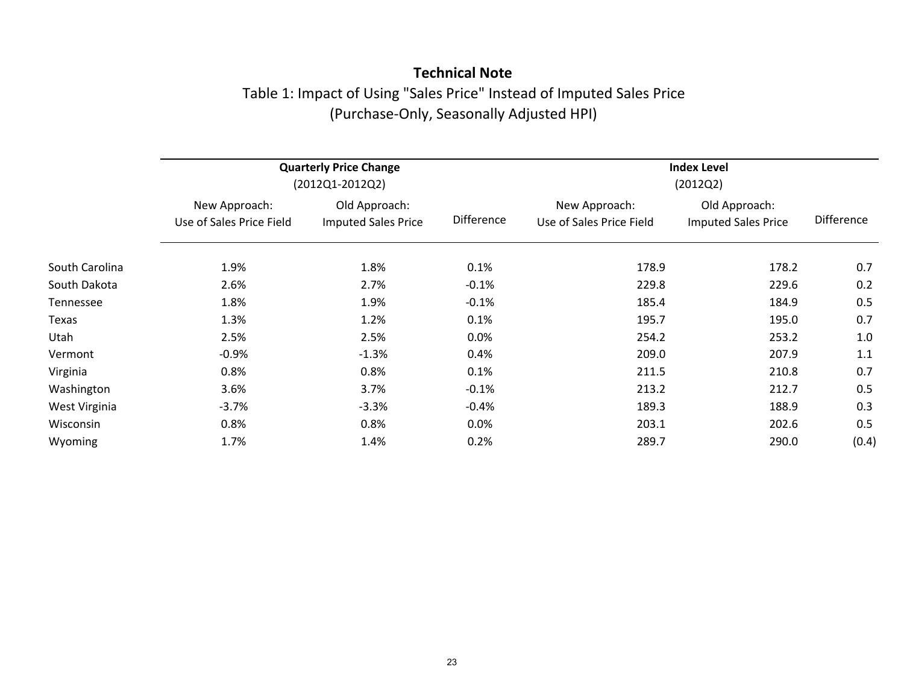**Technical Note**

Table 1: Impact of Using "Sales Price" Instead of Imputed Sales Price
(Purchase-Only, Seasonally Adjusted HPI)

| | **Quarterly Price Change** (2012Q1-2012Q2) | | | **Index Level** (2012Q2) | | |
|---|---|---|---|---|---|---|
| | New Approach: Use of Sales Price Field | Old Approach: Imputed Sales Price | Difference | New Approach: Use of Sales Price Field | Old Approach: Imputed Sales Price | Difference |
| South Carolina | 1.9% | 1.8% | 0.1% | 178.9 | 178.2 | 0.7 |
| South Dakota | 2.6% | 2.7% | -0.1% | 229.8 | 229.6 | 0.2 |
| Tennessee | 1.8% | 1.9% | -0.1% | 185.4 | 184.9 | 0.5 |
| Texas | 1.3% | 1.2% | 0.1% | 195.7 | 195.0 | 0.7 |
| Utah | 2.5% | 2.5% | 0.0% | 254.2 | 253.2 | 1.0 |
| Vermont | -0.9% | -1.3% | 0.4% | 209.0 | 207.9 | 1.1 |
| Virginia | 0.8% | 0.8% | 0.1% | 211.5 | 210.8 | 0.7 |
| Washington | 3.6% | 3.7% | -0.1% | 213.2 | 212.7 | 0.5 |
| West Virginia | -3.7% | -3.3% | -0.4% | 189.3 | 188.9 | 0.3 |
| Wisconsin | 0.8% | 0.8% | 0.0% | 203.1 | 202.6 | 0.5 |
| Wyoming | 1.7% | 1.4% | 0.2% | 289.7 | 290.0 | (0.4) |